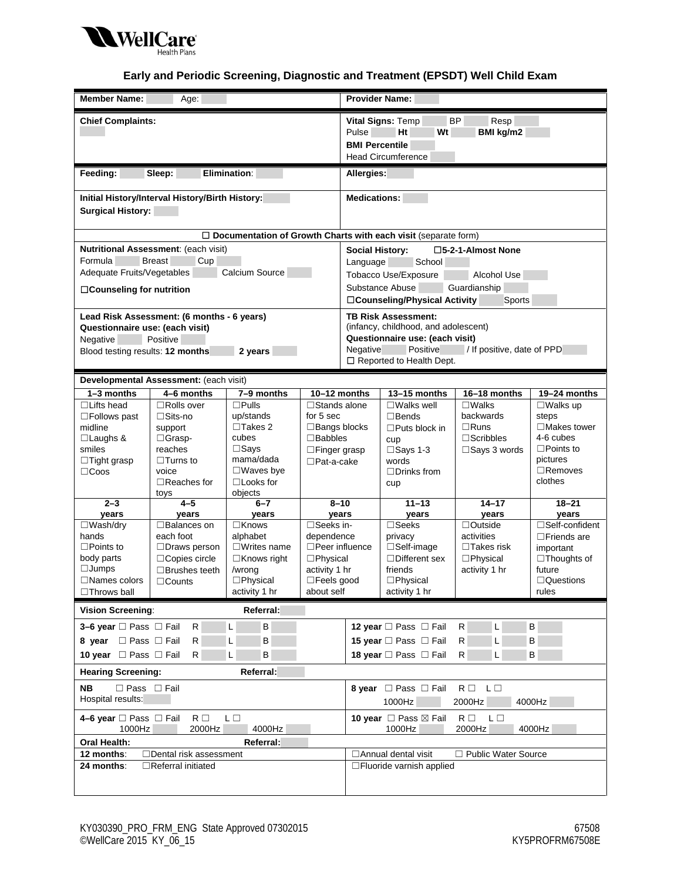WellCare Health Plans

## Early and Periodic Screening, Diagnostic and Treatment (EPSDT) Well Child Exam

**Member Name:** Age:

**Provider Name:**

**Chief Complaints:**

**Vital Signs:** Temp BP Resp
Pulse **Ht** **Wt** **BMI kg/m2**
**BMI Percentile**
Head Circumference

**Feeding:** **Sleep:** **Elimination:**

**Allergies:**

**Initial History/Interval History/Birth History:**
**Surgical History:**

**Medications:**

☐ **Documentation of Growth Charts with each visit** (separate form)

**Nutritional Assessment**: (each visit)
Formula Breast Cup
Adequate Fruits/Vegetables Calcium Source
☐**Counseling for nutrition**

**Social History:** ☐**5-2-1-Almost None**
Language School
Tobacco Use/Exposure Alcohol Use
Substance Abuse Guardianship
☐**Counseling/Physical Activity** Sports

**Lead Risk Assessment: (6 months - 6 years)**
**Questionnaire use: (each visit)**
Negative Positive
Blood testing results: **12 months** **2 years**

**TB Risk Assessment:**
(infancy, childhood, and adolescent)
**Questionnaire use: (each visit)**
Negative Positive / If positive, date of PPD
☐ Reported to Health Dept.

**Developmental Assessment:** (each visit)

| 1–3 months | 4–6 months | 7–9 months | 10–12 months | 13–15 months | 16–18 months | 19–24 months |
|---|---|---|---|---|---|---|
| ☐Lifts head ☐Follows past midline ☐Laughs & smiles ☐Tight grasp ☐Coos | ☐Rolls over ☐Sits-no support ☐Grasp-reaches ☐Turns to voice ☐Reaches for toys | ☐Pulls up/stands ☐Takes 2 cubes ☐Says mama/dada ☐Waves bye ☐Looks for objects | ☐Stands alone for 5 sec ☐Bangs blocks ☐Babbles ☐Finger grasp ☐Pat-a-cake | ☐Walks well ☐Bends ☐Puts block in cup ☐Says 1-3 words ☐Drinks from cup | ☐Walks backwards ☐Runs ☐Scribbles ☐Says 3 words | ☐Walks up steps ☐Makes tower 4-6 cubes ☐Points to pictures ☐Removes clothes |
| **2–3 years** | **4–5 years** | **6–7 years** | **8–10 years** | **11–13 years** | **14–17 years** | **18–21 years** |
| ☐Wash/dry hands ☐Points to body parts ☐Jumps ☐Names colors ☐Throws ball | ☐Balances on each foot ☐Draws person ☐Copies circle ☐Brushes teeth ☐Counts | ☐Knows alphabet ☐Writes name ☐Knows right /wrong ☐Physical activity 1 hr | ☐Seeks in-dependence ☐Peer influence ☐Physical activity 1 hr ☐Feels good about self | ☐Seeks privacy ☐Self-image ☐Different sex friends ☐Physical activity 1 hr | ☐Outside activities ☐Takes risk ☐Physical activity 1 hr | ☐Self-confident ☐Friends are important ☐Thoughts of future ☐Questions rules |

**Vision Screening**: **Referral:**

**3–6 year** ☐ Pass ☐ Fail R L B
**8 year** ☐ Pass ☐ Fail R L B
**10 year** ☐ Pass ☐ Fail R L B
**12 year** ☐ Pass ☐ Fail R L B
**15 year** ☐ Pass ☐ Fail R L B
**18 year** ☐ Pass ☐ Fail R L B

**Hearing Screening:** **Referral:**

**NB** ☐ Pass ☐ Fail
Hospital results:

**8 year** ☐ Pass ☐ Fail R ☐ L ☐
1000Hz 2000Hz 4000Hz

**4–6 year** ☐ Pass ☐ Fail R ☐ L ☐
1000Hz 2000Hz 4000Hz

**10 year** ☐ Pass ☒ Fail R ☐ L ☐
1000Hz 2000Hz 4000Hz

**Oral Health:** **Referral:**

**12 months**: ☐Dental risk assessment
**24 months**: ☐Referral initiated

☐Annual dental visit ☐ Public Water Source
☐Fluoride varnish applied

KY030390_PRO_FRM_ENG State Approved 07302015
©WellCare 2015 KY_06_15

67508
KY5PROFRM67508E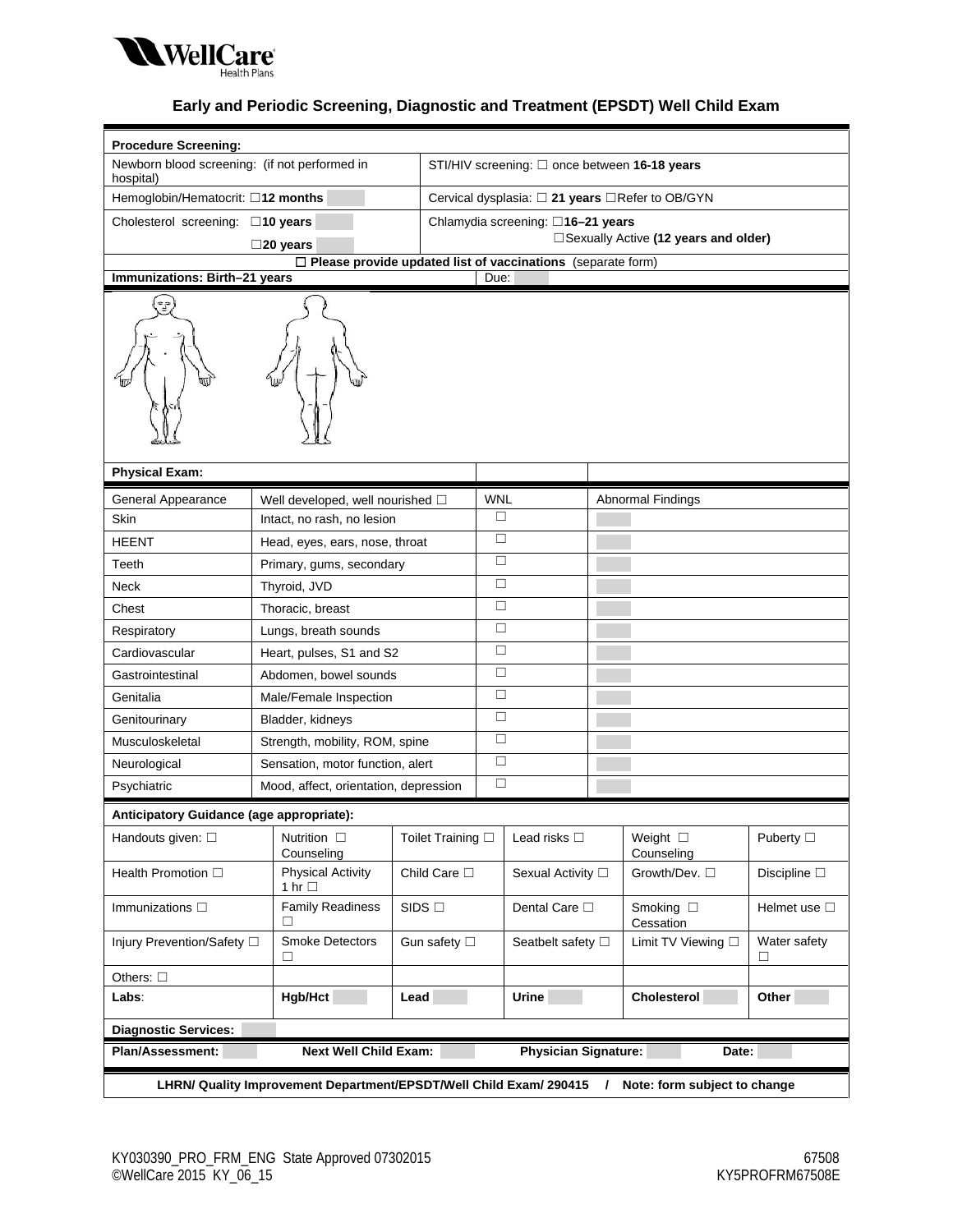# Early and Periodic Screening, Diagnostic and Treatment (EPSDT) Well Child Exam

| **Procedure Screening:** | |
|---|---|
| Newborn blood screening: (if not performed in hospital) | STI/HIV screening: ☐ once between **16-18 years** |
| Hemoglobin/Hematocrit: ☐**12 months** | Cervical dysplasia: ☐ **21 years** ☐Refer to OB/GYN |
| Cholesterol screening: ☐**10 years** ☐**20 years** | Chlamydia screening: ☐**16–21 years** ☐Sexually Active **(12 years and older)** |

☐ **Please provide updated list of vaccinations** (separate form)

**Immunizations: Birth–21 years** Due:

| **Physical Exam:** | | | |
|---|---|---|---|
| General Appearance | Well developed, well nourished ☐ | WNL | Abnormal Findings |
| Skin | Intact, no rash, no lesion | ☐ | |
| HEENT | Head, eyes, ears, nose, throat | ☐ | |
| Teeth | Primary, gums, secondary | ☐ | |
| Neck | Thyroid, JVD | ☐ | |
| Chest | Thoracic, breast | ☐ | |
| Respiratory | Lungs, breath sounds | ☐ | |
| Cardiovascular | Heart, pulses, S1 and S2 | ☐ | |
| Gastrointestinal | Abdomen, bowel sounds | ☐ | |
| Genitalia | Male/Female Inspection | ☐ | |
| Genitourinary | Bladder, kidneys | ☐ | |
| Musculoskeletal | Strength, mobility, ROM, spine | ☐ | |
| Neurological | Sensation, motor function, alert | ☐ | |
| Psychiatric | Mood, affect, orientation, depression | ☐ | |

| **Anticipatory Guidance (age appropriate):** | | | | | |
|---|---|---|---|---|---|
| Handouts given: ☐ | Nutrition ☐ Counseling | Toilet Training ☐ | Lead risks ☐ | Weight ☐ Counseling | Puberty ☐ |
| Health Promotion ☐ | Physical Activity 1 hr ☐ | Child Care ☐ | Sexual Activity ☐ | Growth/Dev. ☐ | Discipline ☐ |
| Immunizations ☐ | Family Readiness ☐ | SIDS ☐ | Dental Care ☐ | Smoking ☐ Cessation | Helmet use ☐ |
| Injury Prevention/Safety ☐ | Smoke Detectors ☐ | Gun safety ☐ | Seatbelt safety ☐ | Limit TV Viewing ☐ | Water safety ☐ |
| Others: ☐ | | | | | |
| **Labs**: | **Hgb/Hct** | **Lead** | **Urine** | **Cholesterol** | **Other** |

**Diagnostic Services:**

**Plan/Assessment:** **Next Well Child Exam:** **Physician Signature:** **Date:**

**LHRN/ Quality Improvement Department/EPSDT/Well Child Exam/ 290415 / Note: form subject to change**

KY030390_PRO_FRM_ENG State Approved 07302015
©WellCare 2015 KY_06_15

67508
KY5PROFRM67508E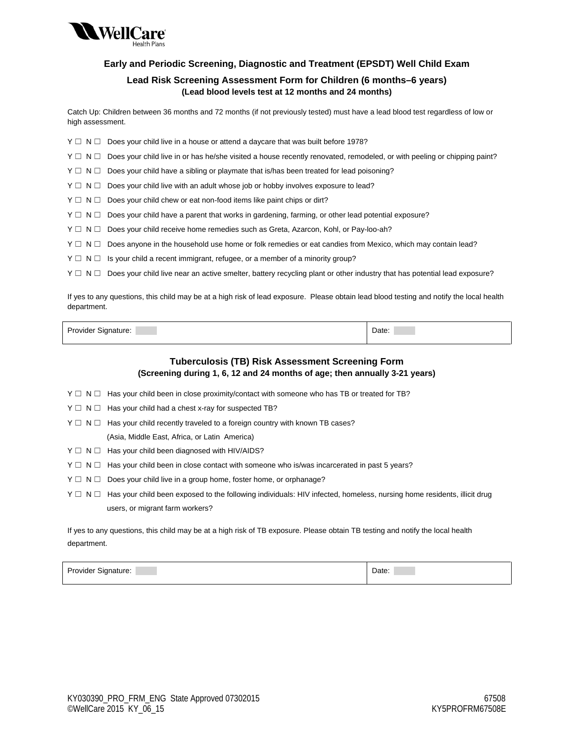WellCare Health Plans

## Early and Periodic Screening, Diagnostic and Treatment (EPSDT) Well Child Exam

### Lead Risk Screening Assessment Form for Children (6 months–6 years)

**(Lead blood levels test at 12 months and 24 months)**

Catch Up: Children between 36 months and 72 months (if not previously tested) must have a lead blood test regardless of low or high assessment.

Y ☐ N ☐ Does your child live in a house or attend a daycare that was built before 1978?

Y ☐ N ☐ Does your child live in or has he/she visited a house recently renovated, remodeled, or with peeling or chipping paint?

Y ☐ N ☐ Does your child have a sibling or playmate that is/has been treated for lead poisoning?

Y ☐ N ☐ Does your child live with an adult whose job or hobby involves exposure to lead?

Y ☐ N ☐ Does your child chew or eat non-food items like paint chips or dirt?

Y ☐ N ☐ Does your child have a parent that works in gardening, farming, or other lead potential exposure?

Y ☐ N ☐ Does your child receive home remedies such as Greta, Azarcon, Kohl, or Pay-loo-ah?

Y ☐ N ☐ Does anyone in the household use home or folk remedies or eat candies from Mexico, which may contain lead?

Y ☐ N ☐ Is your child a recent immigrant, refugee, or a member of a minority group?

Y ☐ N ☐ Does your child live near an active smelter, battery recycling plant or other industry that has potential lead exposure?

If yes to any questions, this child may be at a high risk of lead exposure. Please obtain lead blood testing and notify the local health department.

| | |
|---|---|
| Provider Signature: | Date: |

### Tuberculosis (TB) Risk Assessment Screening Form

**(Screening during 1, 6, 12 and 24 months of age; then annually 3-21 years)**

Y ☐ N ☐ Has your child been in close proximity/contact with someone who has TB or treated for TB?

Y ☐ N ☐ Has your child had a chest x-ray for suspected TB?

Y ☐ N ☐ Has your child recently traveled to a foreign country with known TB cases? (Asia, Middle East, Africa, or Latin America)

Y ☐ N ☐ Has your child been diagnosed with HIV/AIDS?

Y ☐ N ☐ Has your child been in close contact with someone who is/was incarcerated in past 5 years?

Y ☐ N ☐ Does your child live in a group home, foster home, or orphanage?

Y ☐ N ☐ Has your child been exposed to the following individuals: HIV infected, homeless, nursing home residents, illicit drug users, or migrant farm workers?

If yes to any questions, this child may be at a high risk of TB exposure. Please obtain TB testing and notify the local health department.

| | |
|---|---|
| Provider Signature: | Date: |

KY030390_PRO_FRM_ENG State Approved 07302015
©WellCare 2015 KY_06_15

67508
KY5PROFRM67508E